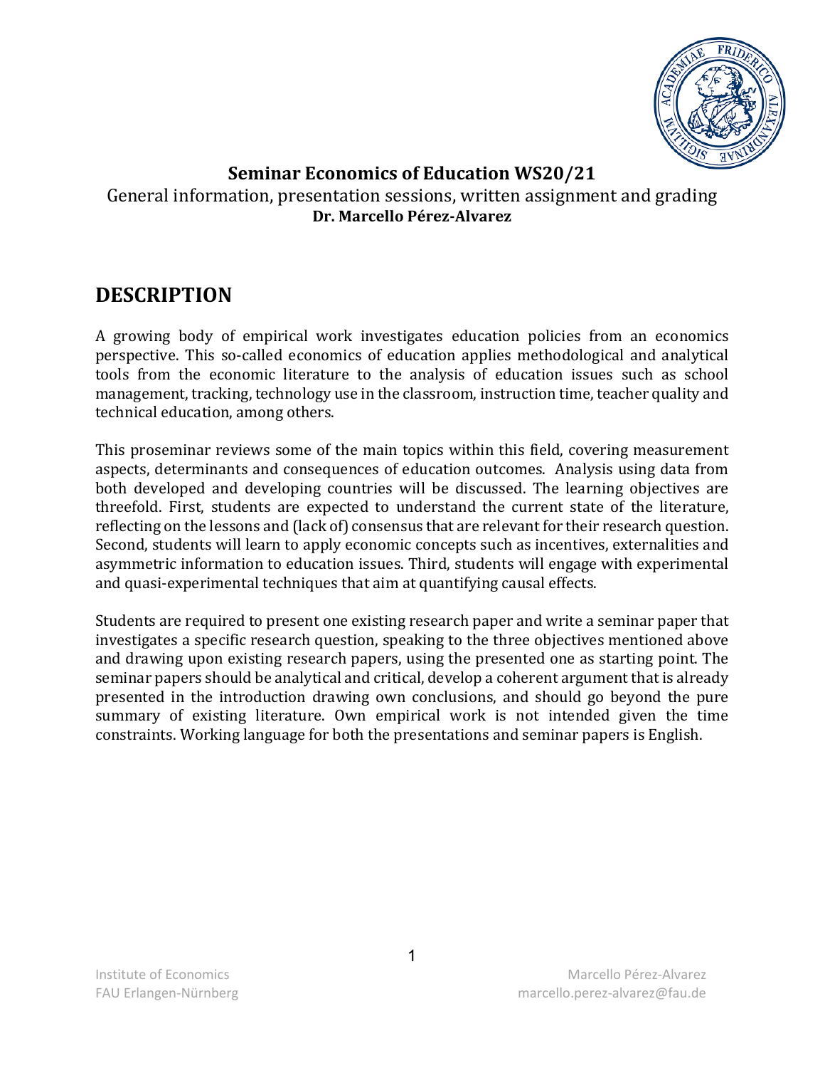**Seminar Economics of Education WS20/21**

General information, presentation sessions, written assignment and grading

**Dr. Marcello Pérez-Alvarez**

# DESCRIPTION

A growing body of empirical work investigates education policies from an economics perspective. This so-called economics of education applies methodological and analytical tools from the economic literature to the analysis of education issues such as school management, tracking, technology use in the classroom, instruction time, teacher quality and technical education, among others.

This proseminar reviews some of the main topics within this field, covering measurement aspects, determinants and consequences of education outcomes. Analysis using data from both developed and developing countries will be discussed. The learning objectives are threefold. First, students are expected to understand the current state of the literature, reflecting on the lessons and (lack of) consensus that are relevant for their research question. Second, students will learn to apply economic concepts such as incentives, externalities and asymmetric information to education issues. Third, students will engage with experimental and quasi-experimental techniques that aim at quantifying causal effects.

Students are required to present one existing research paper and write a seminar paper that investigates a specific research question, speaking to the three objectives mentioned above and drawing upon existing research papers, using the presented one as starting point. The seminar papers should be analytical and critical, develop a coherent argument that is already presented in the introduction drawing own conclusions, and should go beyond the pure summary of existing literature. Own empirical work is not intended given the time constraints. Working language for both the presentations and seminar papers is English.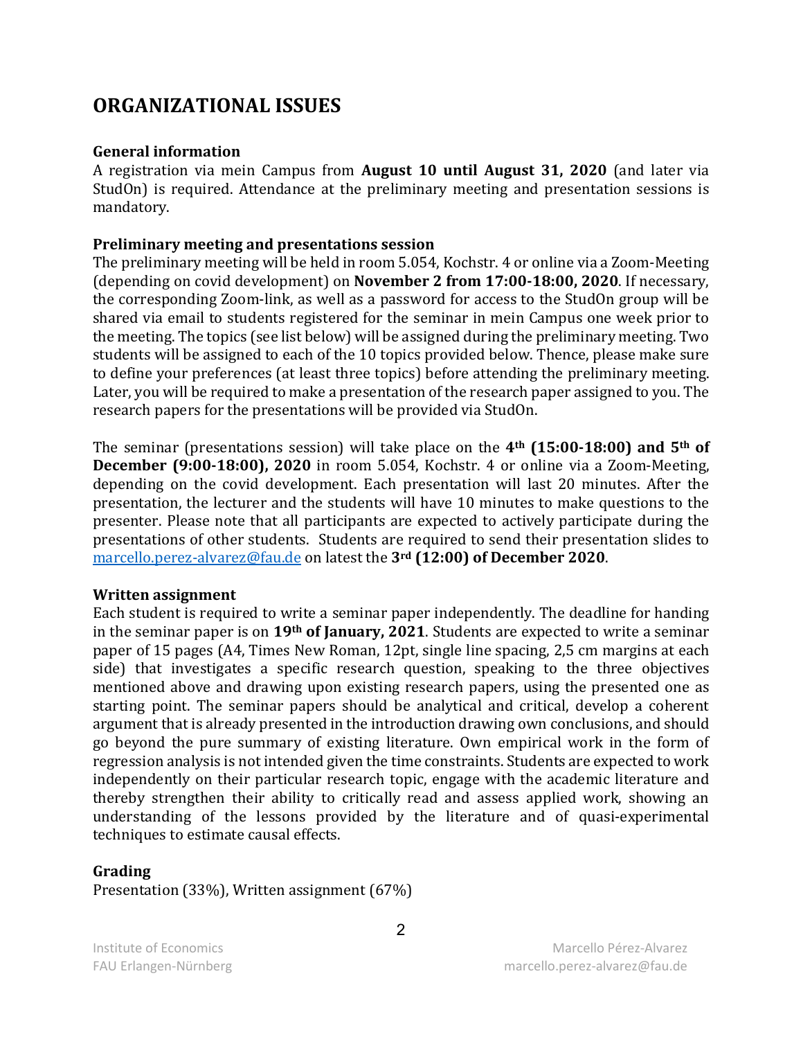# ORGANIZATIONAL ISSUES

### General information

A registration via mein Campus from **August 10 until August 31, 2020** (and later via StudOn) is required. Attendance at the preliminary meeting and presentation sessions is mandatory.

### Preliminary meeting and presentations session

The preliminary meeting will be held in room 5.054, Kochstr. 4 or online via a Zoom-Meeting (depending on covid development) on **November 2 from 17:00-18:00, 2020**. If necessary, the corresponding Zoom-link, as well as a password for access to the StudOn group will be shared via email to students registered for the seminar in mein Campus one week prior to the meeting. The topics (see list below) will be assigned during the preliminary meeting. Two students will be assigned to each of the 10 topics provided below. Thence, please make sure to define your preferences (at least three topics) before attending the preliminary meeting. Later, you will be required to make a presentation of the research paper assigned to you. The research papers for the presentations will be provided via StudOn.

The seminar (presentations session) will take place on the **4th (15:00-18:00) and 5th of December (9:00-18:00), 2020** in room 5.054, Kochstr. 4 or online via a Zoom-Meeting, depending on the covid development. Each presentation will last 20 minutes. After the presentation, the lecturer and the students will have 10 minutes to make questions to the presenter. Please note that all participants are expected to actively participate during the presentations of other students. Students are required to send their presentation slides to [marcello.perez-alvarez@fau.de](mailto:marcello.perez-alvarez@fau.de) on latest the **3rd (12:00) of December 2020**.

### Written assignment

Each student is required to write a seminar paper independently. The deadline for handing in the seminar paper is on **19th of January, 2021**. Students are expected to write a seminar paper of 15 pages (A4, Times New Roman, 12pt, single line spacing, 2,5 cm margins at each side) that investigates a specific research question, speaking to the three objectives mentioned above and drawing upon existing research papers, using the presented one as starting point. The seminar papers should be analytical and critical, develop a coherent argument that is already presented in the introduction drawing own conclusions, and should go beyond the pure summary of existing literature. Own empirical work in the form of regression analysis is not intended given the time constraints. Students are expected to work independently on their particular research topic, engage with the academic literature and thereby strengthen their ability to critically read and assess applied work, showing an understanding of the lessons provided by the literature and of quasi-experimental techniques to estimate causal effects.

### Grading

Presentation (33%), Written assignment (67%)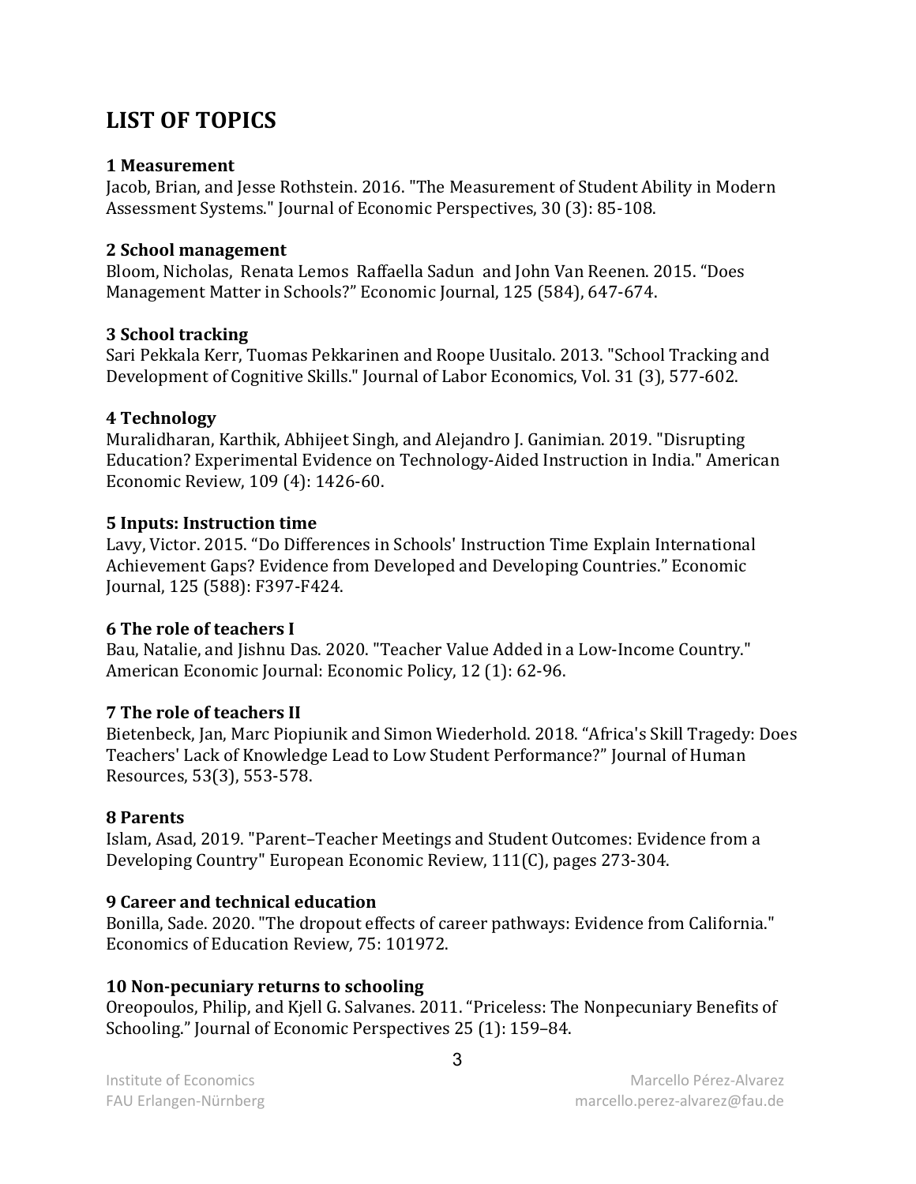# LIST OF TOPICS

**1 Measurement**
Jacob, Brian, and Jesse Rothstein. 2016. "The Measurement of Student Ability in Modern Assessment Systems." Journal of Economic Perspectives, 30 (3): 85-108.

**2 School management**
Bloom, Nicholas, Renata Lemos Raffaella Sadun and John Van Reenen. 2015. "Does Management Matter in Schools?" Economic Journal, 125 (584), 647-674.

**3 School tracking**
Sari Pekkala Kerr, Tuomas Pekkarinen and Roope Uusitalo. 2013. "School Tracking and Development of Cognitive Skills." Journal of Labor Economics, Vol. 31 (3), 577-602.

**4 Technology**
Muralidharan, Karthik, Abhijeet Singh, and Alejandro J. Ganimian. 2019. "Disrupting Education? Experimental Evidence on Technology-Aided Instruction in India." American Economic Review, 109 (4): 1426-60.

**5 Inputs: Instruction time**
Lavy, Victor. 2015. "Do Differences in Schools' Instruction Time Explain International Achievement Gaps? Evidence from Developed and Developing Countries." Economic Journal, 125 (588): F397-F424.

**6 The role of teachers I**
Bau, Natalie, and Jishnu Das. 2020. "Teacher Value Added in a Low-Income Country." American Economic Journal: Economic Policy, 12 (1): 62-96.

**7 The role of teachers II**
Bietenbeck, Jan, Marc Piopiunik and Simon Wiederhold. 2018. "Africa's Skill Tragedy: Does Teachers' Lack of Knowledge Lead to Low Student Performance?" Journal of Human Resources, 53(3), 553-578.

**8 Parents**
Islam, Asad, 2019. "Parent–Teacher Meetings and Student Outcomes: Evidence from a Developing Country" European Economic Review, 111(C), pages 273-304.

**9 Career and technical education**
Bonilla, Sade. 2020. "The dropout effects of career pathways: Evidence from California." Economics of Education Review, 75: 101972.

**10 Non-pecuniary returns to schooling**
Oreopoulos, Philip, and Kjell G. Salvanes. 2011. "Priceless: The Nonpecuniary Benefits of Schooling." Journal of Economic Perspectives 25 (1): 159–84.